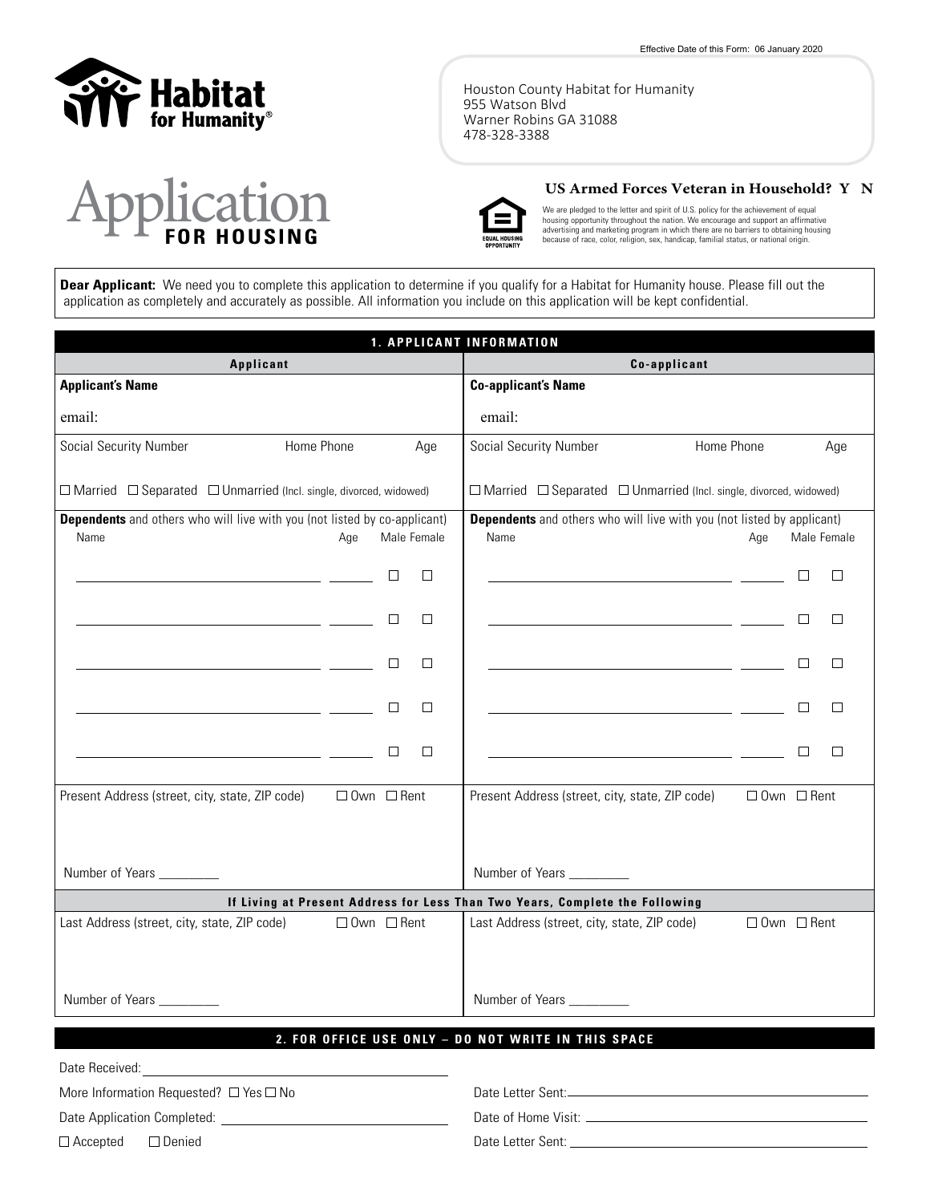Effective Date of this Form: 06 January 2020

Habitat for Humanity®

Houston County Habitat for Humanity
955 Watson Blvd
Warner Robins GA 31088
478-328-3388

# Application FOR HOUSING

**US Armed Forces Veteran in Household? Y N**

EQUAL HOUSING OPPORTUNITY

We are pledged to the letter and spirit of U.S. policy for the achievement of equal housing opportunity throughout the nation. We encourage and support an affirmative advertising and marketing program in which there are no barriers to obtaining housing because of race, color, religion, sex, handicap, familial status, or national origin.

**Dear Applicant:** We need you to complete this application to determine if you qualify for a Habitat for Humanity house. Please fill out the application as completely and accurately as possible. All information you include on this application will be kept confidential.

## 1. APPLICANT INFORMATION

| Applicant | Co-applicant |
|---|---|
| **Applicant's Name**<br>email: | **Co-applicant's Name**<br>email: |
| Social Security Number &nbsp; Home Phone &nbsp; Age | Social Security Number &nbsp; Home Phone &nbsp; Age |
| ☐ Married ☐ Separated ☐ Unmarried (Incl. single, divorced, widowed) | ☐ Married ☐ Separated ☐ Unmarried (Incl. single, divorced, widowed) |
| **Dependents** and others who will live with you (not listed by co-applicant) | **Dependents** and others who will live with you (not listed by applicant) |

| Name | Age | Male | Female | Name | Age | Male | Female |
|---|---|---|---|---|---|---|---|
| ________ | ____ | ☐ | ☐ | ________ | ____ | ☐ | ☐ |
| ________ | ____ | ☐ | ☐ | ________ | ____ | ☐ | ☐ |
| ________ | ____ | ☐ | ☐ | ________ | ____ | ☐ | ☐ |
| ________ | ____ | ☐ | ☐ | ________ | ____ | ☐ | ☐ |
| ________ | ____ | ☐ | ☐ | ________ | ____ | ☐ | ☐ |

| Applicant | Co-applicant |
|---|---|
| Present Address (street, city, state, ZIP code) ☐ Own ☐ Rent<br><br>Number of Years ________ | Present Address (street, city, state, ZIP code) ☐ Own ☐ Rent<br><br>Number of Years ________ |
| **If Living at Present Address for Less Than Two Years, Complete the Following** | |
| Last Address (street, city, state, ZIP code) ☐ Own ☐ Rent<br><br>Number of Years ________ | Last Address (street, city, state, ZIP code) ☐ Own ☐ Rent<br><br>Number of Years ________ |

## 2. FOR OFFICE USE ONLY – DO NOT WRITE IN THIS SPACE

Date Received: ____________________

More Information Requested? ☐ Yes ☐ No

Date Application Completed: ____________________

☐ Accepted ☐ Denied

Date Letter Sent: ____________________

Date of Home Visit: ____________________

Date Letter Sent: ____________________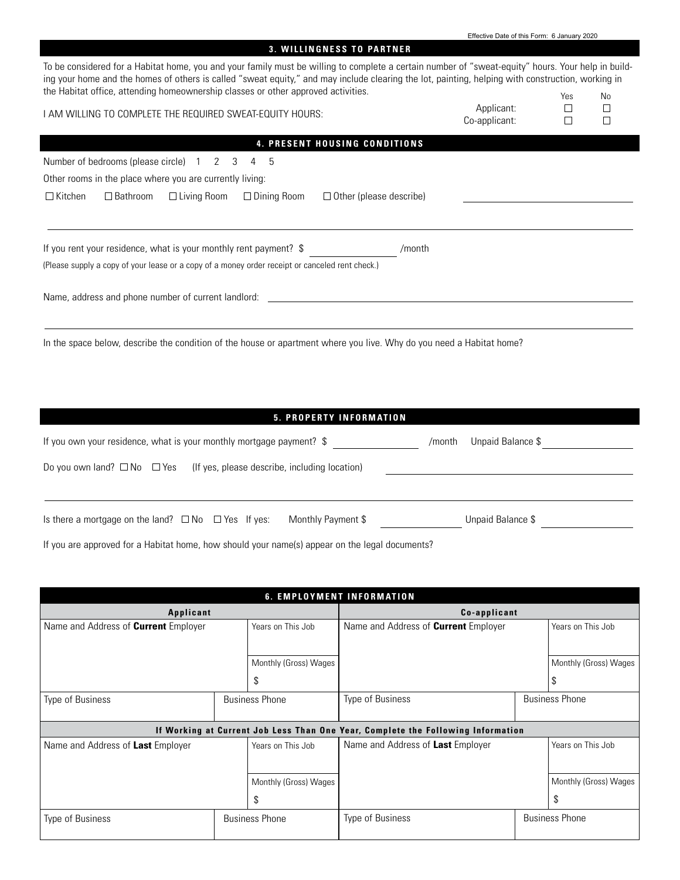Effective Date of this Form: 6 January 2020

## 3. WILLINGNESS TO PARTNER

To be considered for a Habitat home, you and your family must be willing to complete a certain number of "sweat-equity" hours. Your help in building your home and the homes of others is called "sweat equity," and may include clearing the lot, painting, helping with construction, working in the Habitat office, attending homeownership classes or other approved activities.

I AM WILLING TO COMPLETE THE REQUIRED SWEAT-EQUITY HOURS:

| | Yes | No |
|---|---|---|
| Applicant: | ☐ | ☐ |
| Co-applicant: | ☐ | ☐ |

## 4. PRESENT HOUSING CONDITIONS

Number of bedrooms (please circle) 1 2 3 4 5

Other rooms in the place where you are currently living:

☐ Kitchen ☐ Bathroom ☐ Living Room ☐ Dining Room ☐ Other (please describe) ______________________

______________________________________________________________________

If you rent your residence, what is your monthly rent payment? $ ____________ /month

(Please supply a copy of your lease or a copy of a money order receipt or canceled rent check.)

Name, address and phone number of current landlord: ______________________

______________________________________________________________________

In the space below, describe the condition of the house or apartment where you live. Why do you need a Habitat home?

## 5. PROPERTY INFORMATION

If you own your residence, what is your monthly mortgage payment? $ ____________ /month Unpaid Balance $ ____________

Do you own land? ☐ No ☐ Yes (If yes, please describe, including location) ______________________

______________________________________________________________________

Is there a mortgage on the land? ☐ No ☐ Yes If yes: Monthly Payment $ ____________ Unpaid Balance $ ____________

If you are approved for a Habitat home, how should your name(s) appear on the legal documents?

## 6. EMPLOYMENT INFORMATION

| Applicant | | Co-applicant | |
|---|---|---|---|
| Name and Address of **Current** Employer | Years on This Job | Name and Address of **Current** Employer | Years on This Job |
| | Monthly (Gross) Wages $ | | Monthly (Gross) Wages $ |
| Type of Business | Business Phone | Type of Business | Business Phone |
| **If Working at Current Job Less Than One Year, Complete the Following Information** | | | |
| Name and Address of **Last** Employer | Years on This Job | Name and Address of **Last** Employer | Years on This Job |
| | Monthly (Gross) Wages $ | | Monthly (Gross) Wages $ |
| Type of Business | Business Phone | Type of Business | Business Phone |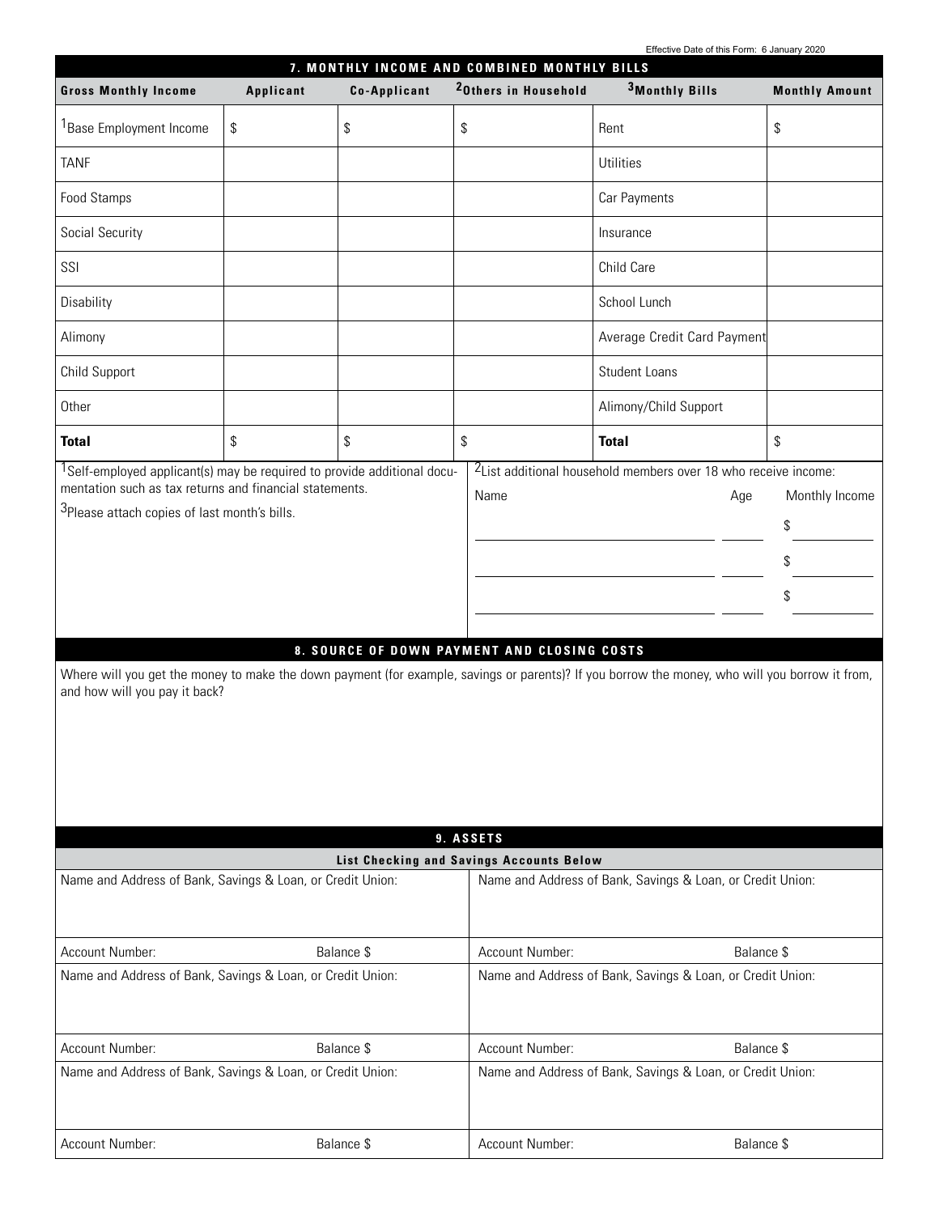Effective Date of this Form: 6 January 2020

## 7. MONTHLY INCOME AND COMBINED MONTHLY BILLS

| Gross Monthly Income | Applicant | Co-Applicant | [2]Others in Household | [3]Monthly Bills | Monthly Amount |
|---|---|---|---|---|---|
| [1]Base Employment Income | $ | $ | $ | Rent | $ |
| TANF | | | | Utilities | |
| Food Stamps | | | | Car Payments | |
| Social Security | | | | Insurance | |
| SSI | | | | Child Care | |
| Disability | | | | School Lunch | |
| Alimony | | | | Average Credit Card Payment | |
| Child Support | | | | Student Loans | |
| Other | | | | Alimony/Child Support | |
| **Total** | $ | $ | $ | **Total** | $ |

[1]Self-employed applicant(s) may be required to provide additional documentation such as tax returns and financial statements.

[3]Please attach copies of last month's bills.

[2]List additional household members over 18 who receive income:

| Name | Age | Monthly Income |
|---|---|---|
| | | $ |
| | | $ |
| | | $ |

## 8. SOURCE OF DOWN PAYMENT AND CLOSING COSTS

Where will you get the money to make the down payment (for example, savings or parents)? If you borrow the money, who will you borrow it from, and how will you pay it back?

## 9. ASSETS

### List Checking and Savings Accounts Below

| Name and Address of Bank, Savings & Loan, or Credit Union: | | Name and Address of Bank, Savings & Loan, or Credit Union: | |
|---|---|---|---|
| Account Number: | Balance $ | Account Number: | Balance $ |
| Name and Address of Bank, Savings & Loan, or Credit Union: | | Name and Address of Bank, Savings & Loan, or Credit Union: | |
| Account Number: | Balance $ | Account Number: | Balance $ |
| Name and Address of Bank, Savings & Loan, or Credit Union: | | Name and Address of Bank, Savings & Loan, or Credit Union: | |
| Account Number: | Balance $ | Account Number: | Balance $ |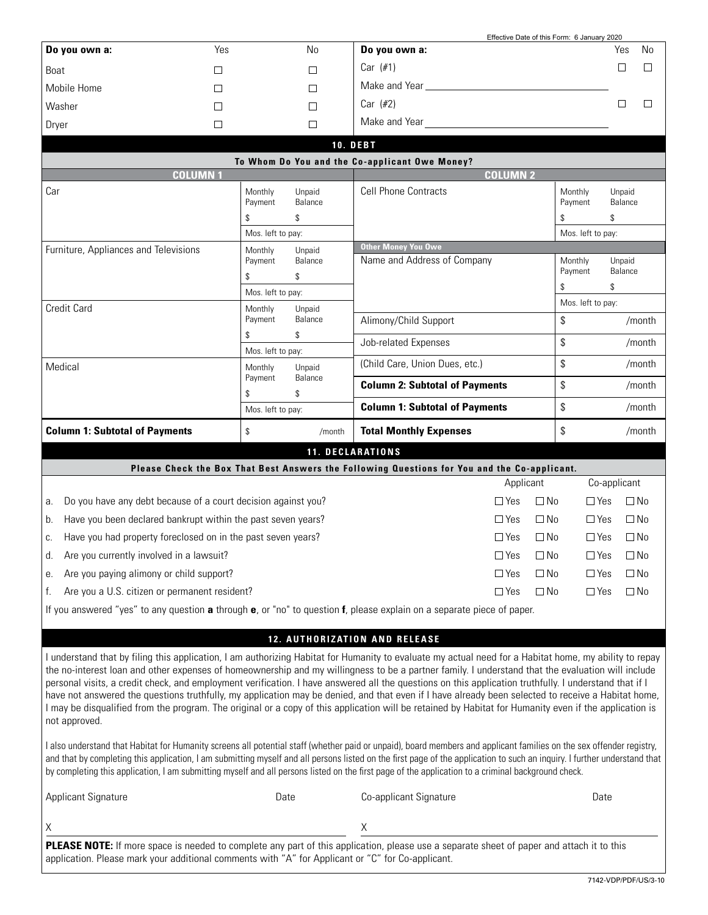Effective Date of this Form: 6 January 2020

| Do you own a: | Yes | No |
|---|---|---|
| Boat | ☐ | ☐ |
| Mobile Home | ☐ | ☐ |
| Washer | ☐ | ☐ |
| Dryer | ☐ | ☐ |

| Do you own a: | Yes | No |
|---|---|---|
| Car (#1) | ☐ | ☐ |
| Make and Year ______________________ | | |
| Car (#2) | ☐ | ☐ |
| Make and Year ______________________ | | |

## 10. DEBT

### To Whom Do You and the Co-applicant Owe Money?

**COLUMN 1**

| | |
|---|---|
| Car | Monthly Payment $ Unpaid Balance $ Mos. left to pay: |
| Furniture, Appliances and Televisions | Monthly Payment $ Unpaid Balance $ Mos. left to pay: |
| Credit Card | Monthly Payment $ Unpaid Balance $ Mos. left to pay: |
| Medical | Monthly Payment $ Unpaid Balance $ Mos. left to pay: |
| **Column 1: Subtotal of Payments** | $ /month |

**COLUMN 2**

| | |
|---|---|
| Cell Phone Contracts | Monthly Payment $ Unpaid Balance $ Mos. left to pay: |
| **Other Money You Owe** | |
| Name and Address of Company | Monthly Payment $ Unpaid Balance $ Mos. left to pay: |
| Alimony/Child Support | $ /month |
| Job-related Expenses | $ /month |
| (Child Care, Union Dues, etc.) | $ /month |
| **Column 2: Subtotal of Payments** | $ /month |
| **Column 1: Subtotal of Payments** | $ /month |
| **Total Monthly Expenses** | $ /month |

## 11. DECLARATIONS

### Please Check the Box That Best Answers the Following Questions for You and the Co-applicant.

| | Applicant | Co-applicant |
|---|---|---|
| a. Do you have any debt because of a court decision against you? | ☐ Yes ☐ No | ☐ Yes ☐ No |
| b. Have you been declared bankrupt within the past seven years? | ☐ Yes ☐ No | ☐ Yes ☐ No |
| c. Have you had property foreclosed on in the past seven years? | ☐ Yes ☐ No | ☐ Yes ☐ No |
| d. Are you currently involved in a lawsuit? | ☐ Yes ☐ No | ☐ Yes ☐ No |
| e. Are you paying alimony or child support? | ☐ Yes ☐ No | ☐ Yes ☐ No |
| f. Are you a U.S. citizen or permanent resident? | ☐ Yes ☐ No | ☐ Yes ☐ No |

If you answered "yes" to any question **a** through **e**, or "no" to question **f**, please explain on a separate piece of paper.

## 12. AUTHORIZATION AND RELEASE

I understand that by filing this application, I am authorizing Habitat for Humanity to evaluate my actual need for a Habitat home, my ability to repay the no-interest loan and other expenses of homeownership and my willingness to be a partner family. I understand that the evaluation will include personal visits, a credit check, and employment verification. I have answered all the questions on this application truthfully. I understand that if I have not answered the questions truthfully, my application may be denied, and that even if I have already been selected to receive a Habitat home, I may be disqualified from the program. The original or a copy of this application will be retained by Habitat for Humanity even if the application is not approved.

I also understand that Habitat for Humanity screens all potential staff (whether paid or unpaid), board members and applicant families on the sex offender registry, and that by completing this application, I am submitting myself and all persons listed on the first page of the application to such an inquiry. I further understand that by completing this application, I am submitting myself and all persons listed on the first page of the application to a criminal background check.

| Applicant Signature | Date | Co-applicant Signature | Date |
|---|---|---|---|
| X | | X | |

**PLEASE NOTE:** If more space is needed to complete any part of this application, please use a separate sheet of paper and attach it to this application. Please mark your additional comments with "A" for Applicant or "C" for Co-applicant.

7142-VDP/PDF/US/3-10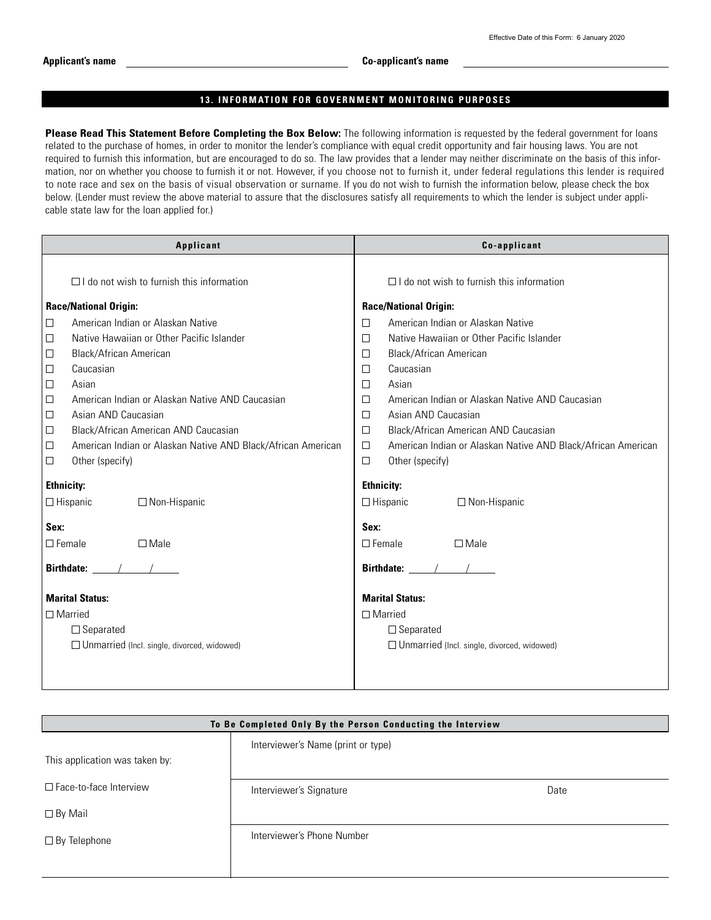Effective Date of this Form: 6 January 2020

**Applicant's name** ______________________ **Co-applicant's name** ______________________

## 13. INFORMATION FOR GOVERNMENT MONITORING PURPOSES

**Please Read This Statement Before Completing the Box Below:** The following information is requested by the federal government for loans related to the purchase of homes, in order to monitor the lender's compliance with equal credit opportunity and fair housing laws. You are not required to furnish this information, but are encouraged to do so. The law provides that a lender may neither discriminate on the basis of this information, nor on whether you choose to furnish it or not. However, if you choose not to furnish it, under federal regulations this lender is required to note race and sex on the basis of visual observation or surname. If you do not wish to furnish the information below, please check the box below. (Lender must review the above material to assure that the disclosures satisfy all requirements to which the lender is subject under applicable state law for the loan applied for.)

| Applicant | Co-applicant |
|---|---|
| ☐ I do not wish to furnish this information | ☐ I do not wish to furnish this information |
| **Race/National Origin:** | **Race/National Origin:** |
| ☐ American Indian or Alaskan Native | ☐ American Indian or Alaskan Native |
| ☐ Native Hawaiian or Other Pacific Islander | ☐ Native Hawaiian or Other Pacific Islander |
| ☐ Black/African American | ☐ Black/African American |
| ☐ Caucasian | ☐ Caucasian |
| ☐ Asian | ☐ Asian |
| ☐ American Indian or Alaskan Native AND Caucasian | ☐ American Indian or Alaskan Native AND Caucasian |
| ☐ Asian AND Caucasian | ☐ Asian AND Caucasian |
| ☐ Black/African American AND Caucasian | ☐ Black/African American AND Caucasian |
| ☐ American Indian or Alaskan Native AND Black/African American | ☐ American Indian or Alaskan Native AND Black/African American |
| ☐ Other (specify) | ☐ Other (specify) |
| **Ethnicity:** | **Ethnicity:** |
| ☐ Hispanic ☐ Non-Hispanic | ☐ Hispanic ☐ Non-Hispanic |
| **Sex:** | **Sex:** |
| ☐ Female ☐ Male | ☐ Female ☐ Male |
| **Birthdate:** ____/____/____ | **Birthdate:** ____/____/____ |
| **Marital Status:** | **Marital Status:** |
| ☐ Married | ☐ Married |
| ☐ Separated | ☐ Separated |
| ☐ Unmarried (Incl. single, divorced, widowed) | ☐ Unmarried (Incl. single, divorced, widowed) |

| To Be Completed Only By the Person Conducting the Interview | | |
|---|---|---|
| This application was taken by: | Interviewer's Name (print or type) | |
| ☐ Face-to-face Interview | Interviewer's Signature | Date |
| ☐ By Mail | | |
| ☐ By Telephone | Interviewer's Phone Number | |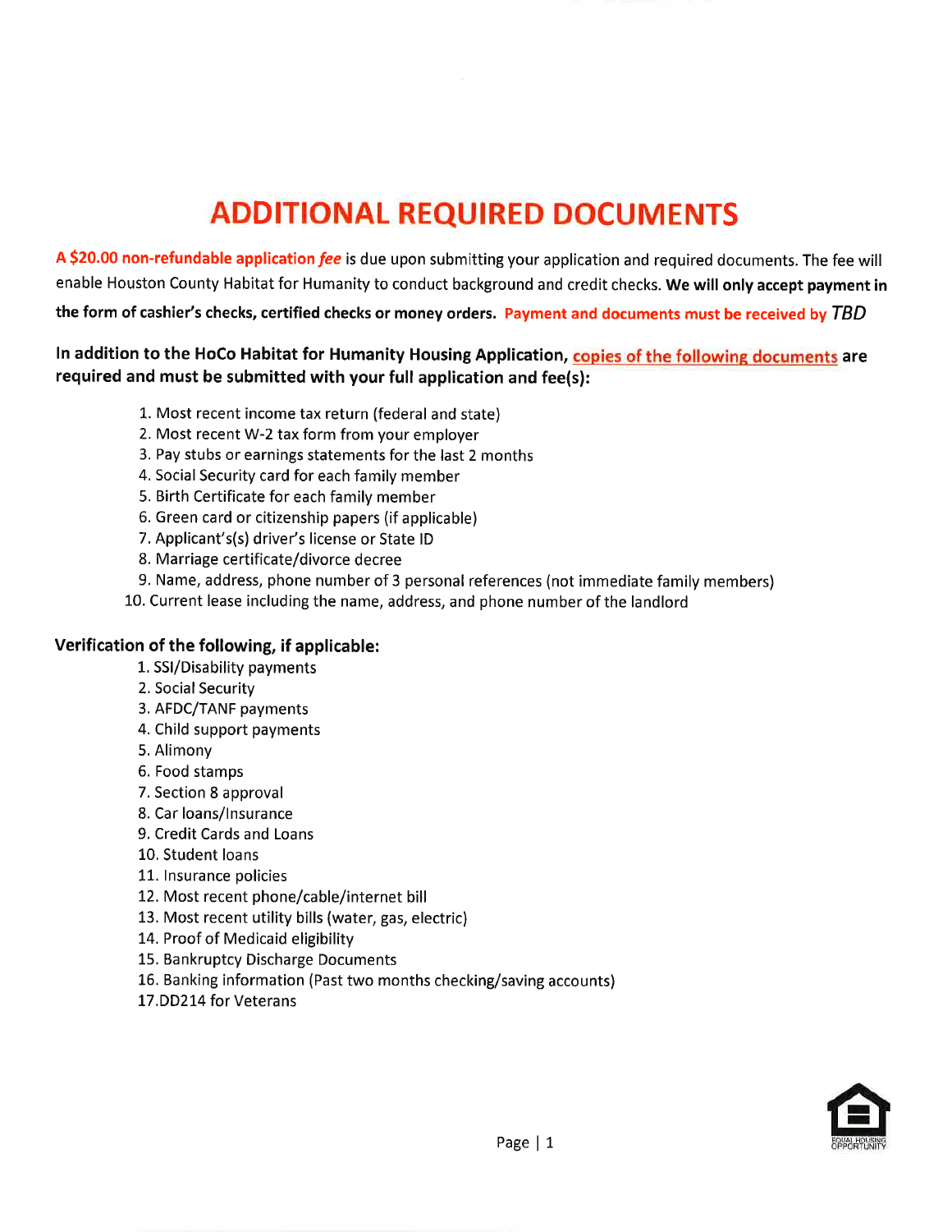# ADDITIONAL REQUIRED DOCUMENTS

**A $20.00 non-refundable application *fee*** is due upon submitting your application and required documents. The fee will enable Houston County Habitat for Humanity to conduct background and credit checks. **We will only accept payment in the form of cashier's checks, certified checks or money orders.** **Payment and documents must be received by** *TBD*

**In addition to the HoCo Habitat for Humanity Housing Application, copies of the following documents are required and must be submitted with your full application and fee(s):**

1. Most recent income tax return (federal and state)
2. Most recent W-2 tax form from your employer
3. Pay stubs or earnings statements for the last 2 months
4. Social Security card for each family member
5. Birth Certificate for each family member
6. Green card or citizenship papers (if applicable)
7. Applicant's(s) driver's license or State ID
8. Marriage certificate/divorce decree
9. Name, address, phone number of 3 personal references (not immediate family members)
10. Current lease including the name, address, and phone number of the landlord

**Verification of the following, if applicable:**

1. SSI/Disability payments
2. Social Security
3. AFDC/TANF payments
4. Child support payments
5. Alimony
6. Food stamps
7. Section 8 approval
8. Car loans/Insurance
9. Credit Cards and Loans
10. Student loans
11. Insurance policies
12. Most recent phone/cable/internet bill
13. Most recent utility bills (water, gas, electric)
14. Proof of Medicaid eligibility
15. Bankruptcy Discharge Documents
16. Banking information (Past two months checking/saving accounts)
17. DD214 for Veterans

EQUAL HOUSING OPPORTUNITY